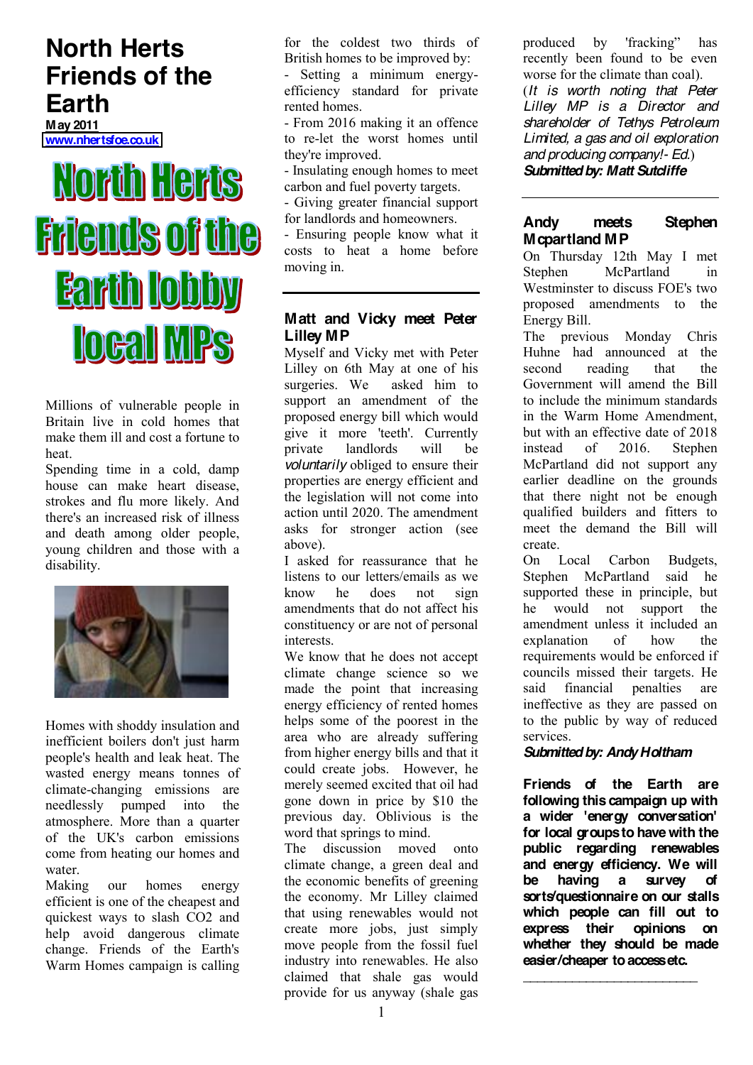# North Herts Friends of the Earth

**May 2011**
www.nhertsfoe.co.uk

## North Herts Friends of the Earth lobby local MPs

Millions of vulnerable people in Britain live in cold homes that make them ill and cost a fortune to heat.

Spending time in a cold, damp house can make heart disease, strokes and flu more likely. And there's an increased risk of illness and death among older people, young children and those with a disability.

Homes with shoddy insulation and inefficient boilers don't just harm people's health and leak heat. The wasted energy means tonnes of climate-changing emissions are needlessly pumped into the atmosphere. More than a quarter of the UK's carbon emissions come from heating our homes and water.

Making our homes energy efficient is one of the cheapest and quickest ways to slash CO2 and help avoid dangerous climate change. Friends of the Earth's Warm Homes campaign is calling for the coldest two thirds of British homes to be improved by:

- Setting a minimum energy-efficiency standard for private rented homes.
- From 2016 making it an offence to re-let the worst homes until they're improved.
- Insulating enough homes to meet carbon and fuel poverty targets.
- Giving greater financial support for landlords and homeowners.
- Ensuring people know what it costs to heat a home before moving in.

---

### Matt and Vicky meet Peter Lilley MP

Myself and Vicky met with Peter Lilley on 6th May at one of his surgeries. We asked him to support an amendment of the proposed energy bill which would give it more 'teeth'. Currently private landlords will be *voluntarily* obliged to ensure their properties are energy efficient and the legislation will not come into action until 2020. The amendment asks for stronger action (see above).

I asked for reassurance that he listens to our letters/emails as we know he does not sign amendments that do not affect his constituency or are not of personal interests.

We know that he does not accept climate change science so we made the point that increasing energy efficiency of rented homes helps some of the poorest in the area who are already suffering from higher energy bills and that it could create jobs. However, he merely seemed excited that oil had gone down in price by $10 the previous day. Oblivious is the word that springs to mind.

The discussion moved onto climate change, a green deal and the economic benefits of greening the economy. Mr Lilley claimed that using renewables would not create more jobs, just simply move people from the fossil fuel industry into renewables. He also claimed that shale gas would provide for us anyway (shale gas produced by 'fracking" has recently been found to be even worse for the climate than coal).

(*It is worth noting that Peter Lilley MP is a Director and shareholder of Tethys Petroleum Limited, a gas and oil exploration and producing company!- Ed.*)

***Submitted by: Matt Sutcliffe***

---

### Andy meets Stephen Mcpartland MP

On Thursday 12th May I met Stephen McPartland in Westminster to discuss FOE's two proposed amendments to the Energy Bill.

The previous Monday Chris Huhne had announced at the second reading that the Government will amend the Bill to include the minimum standards in the Warm Home Amendment, but with an effective date of 2018 instead of 2016. Stephen McPartland did not support any earlier deadline on the grounds that there night not be enough qualified builders and fitters to meet the demand the Bill will create.

On Local Carbon Budgets, Stephen McPartland said he supported these in principle, but he would not support the amendment unless it included an explanation of how the requirements would be enforced if councils missed their targets. He said financial penalties are ineffective as they are passed on to the public by way of reduced services.

***Submitted by: Andy Holtham***

**Friends of the Earth are following this campaign up with a wider 'energy conversation' for local groups to have with the public regarding renewables and energy efficiency. We will be having a survey of sorts/questionnaire on our stalls which people can fill out to express their opinions on whether they should be made easier/cheaper to access etc.**

---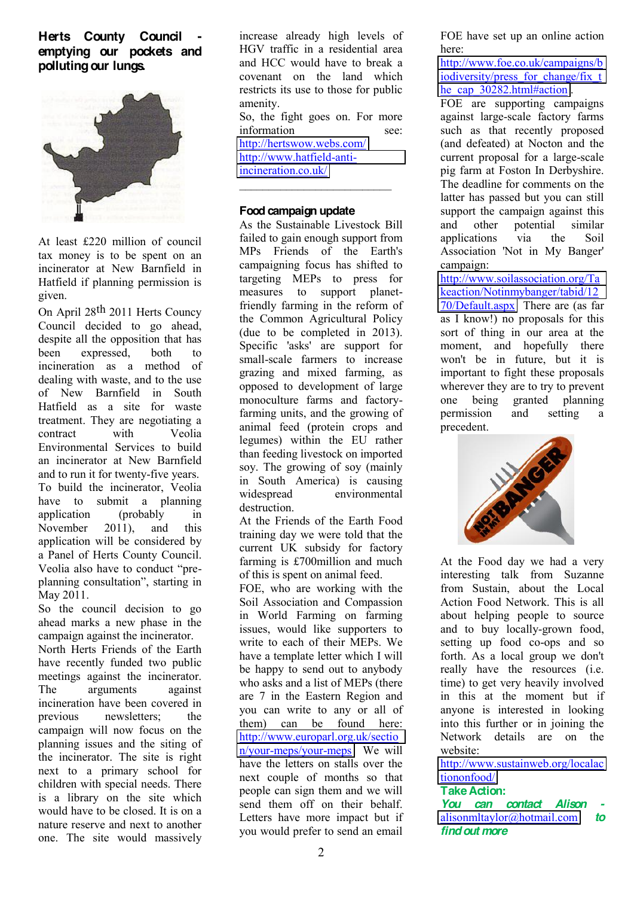## Herts County Council - emptying our pockets and polluting our lungs.

At least £220 million of council tax money is to be spent on an incinerator at New Barnfield in Hatfield if planning permission is given.

On April 28th 2011 Herts Councy Council decided to go ahead, despite all the opposition that has been expressed, both to incineration as a method of dealing with waste, and to the use of New Barnfield in South Hatfield as a site for waste treatment. They are negotiating a contract with Veolia Environmental Services to build an incinerator at New Barnfield and to run it for twenty-five years. To build the incinerator, Veolia have to submit a planning application (probably in November 2011), and this application will be considered by a Panel of Herts County Council. Veolia also have to conduct "pre-planning consultation", starting in May 2011.

So the council decision to go ahead marks a new phase in the campaign against the incinerator. North Herts Friends of the Earth have recently funded two public meetings against the incinerator. The arguments against incineration have been covered in previous newsletters; the campaign will now focus on the planning issues and the siting of the incinerator. The site is right next to a primary school for children with special needs. There is a library on the site which would have to be closed. It is on a nature reserve and next to another one. The site would massively increase already high levels of HGV traffic in a residential area and HCC would have to break a covenant on the land which restricts its use to those for public amenity.

So, the fight goes on. For more information see:
http://hertswow.webs.com/
http://www.hatfield-anti-incineration.co.uk/

---

## Food campaign update

As the Sustainable Livestock Bill failed to gain enough support from MPs Friends of the Earth's campaigning focus has shifted to targeting MEPs to press for measures to support planet-friendly farming in the reform of the Common Agricultural Policy (due to be completed in 2013). Specific 'asks' are support for small-scale farmers to increase grazing and mixed farming, as opposed to development of large monoculture farms and factory-farming units, and the growing of animal feed (protein crops and legumes) within the EU rather than feeding livestock on imported soy. The growing of soy (mainly in South America) is causing widespread environmental destruction.

At the Friends of the Earth Food training day we were told that the current UK subsidy for factory farming is £700million and much of this is spent on animal feed.

FOE, who are working with the Soil Association and Compassion in World Farming on farming issues, would like supporters to write to each of their MEPs. We have a template letter which I will be happy to send out to anybody who asks and a list of MEPs (there are 7 in the Eastern Region and you can write to any or all of them) can be found here: http://www.europarl.org.uk/section/your-meps/your-meps We will have the letters on stalls over the next couple of months so that people can sign them and we will send them off on their behalf. Letters have more impact but if you would prefer to send an email FOE have set up an online action here:
http://www.foe.co.uk/campaigns/biodiversity/press_for_change/fix_the_cap_30282.html#action.

FOE are supporting campaigns against large-scale factory farms such as that recently proposed (and defeated) at Nocton and the current proposal for a large-scale pig farm at Foston In Derbyshire. The deadline for comments on the latter has passed but you can still support the campaign against this and other potential similar applications via the Soil Association 'Not in My Banger' campaign:
http://www.soilassociation.org/Takeaction/Notinmybanger/tabid/1270/Default.aspx There are (as far as I know!) no proposals for this sort of thing in our area at the moment, and hopefully there won't be in future, but it is important to fight these proposals wherever they are to try to prevent one being granted planning permission and setting a precedent.

At the Food day we had a very interesting talk from Suzanne from Sustain, about the Local Action Food Network. This is all about helping people to source and to buy locally-grown food, setting up food co-ops and so forth. As a local group we don't really have the resources (i.e. time) to get very heavily involved in this at the moment but if anyone is interested in looking into this further or in joining the Network details are on the website:
http://www.sustainweb.org/localactiononfood/

**Take Action:**

***You can contact Alison - alisonmltaylor@hotmail.com to find out more***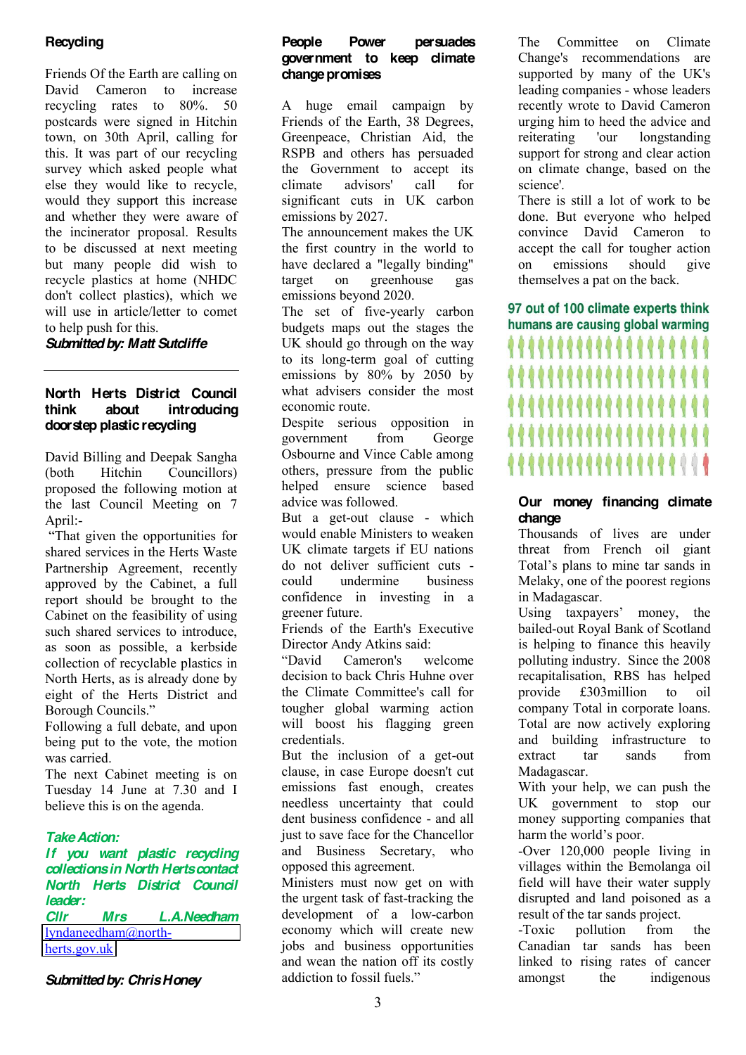## Recycling

Friends Of the Earth are calling on David Cameron to increase recycling rates to 80%. 50 postcards were signed in Hitchin town, on 30th April, calling for this. It was part of our recycling survey which asked people what else they would like to recycle, would they support this increase and whether they were aware of the incinerator proposal. Results to be discussed at next meeting but many people did wish to recycle plastics at home (NHDC don't collect plastics), which we will use in article/letter to comet to help push for this.

***Submitted by: Matt Sutcliffe***

---

## North Herts District Council think about introducing doorstep plastic recycling

David Billing and Deepak Sangha (both Hitchin Councillors) proposed the following motion at the last Council Meeting on 7 April:-

"That given the opportunities for shared services in the Herts Waste Partnership Agreement, recently approved by the Cabinet, a full report should be brought to the Cabinet on the feasibility of using such shared services to introduce, as soon as possible, a kerbside collection of recyclable plastics in North Herts, as is already done by eight of the Herts District and Borough Councils."

Following a full debate, and upon being put to the vote, the motion was carried.

The next Cabinet meeting is on Tuesday 14 June at 7.30 and I believe this is on the agenda.

***Take Action:***

***If you want plastic recycling collections in North Herts contact North Herts District Council leader:***

***Cllr Mrs L.A.Needham***

lyndaneedham@north-herts.gov.uk

***Submitted by: Chris Honey***

## People Power persuades government to keep climate change promises

A huge email campaign by Friends of the Earth, 38 Degrees, Greenpeace, Christian Aid, the RSPB and others has persuaded the Government to accept its climate advisors' call for significant cuts in UK carbon emissions by 2027.

The announcement makes the UK the first country in the world to have declared a "legally binding" target on greenhouse gas emissions beyond 2020.

The set of five-yearly carbon budgets maps out the stages the UK should go through on the way to its long-term goal of cutting emissions by 80% by 2050 by what advisers consider the most economic route.

Despite serious opposition in government from George Osbourne and Vince Cable among others, pressure from the public helped ensure science based advice was followed.

But a get-out clause - which would enable Ministers to weaken UK climate targets if EU nations do not deliver sufficient cuts - could undermine business confidence in investing in a greener future.

Friends of the Earth's Executive Director Andy Atkins said:

"David Cameron's welcome decision to back Chris Huhne over the Climate Committee's call for tougher global warming action will boost his flagging green credentials.

But the inclusion of a get-out clause, in case Europe doesn't cut emissions fast enough, creates needless uncertainty that could dent business confidence - and all just to save face for the Chancellor and Business Secretary, who opposed this agreement.

Ministers must now get on with the urgent task of fast-tracking the development of a low-carbon economy which will create new jobs and business opportunities and wean the nation off its costly addiction to fossil fuels."

The Committee on Climate Change's recommendations are supported by many of the UK's leading companies - whose leaders recently wrote to David Cameron urging him to heed the advice and reiterating 'our longstanding support for strong and clear action on climate change, based on the science'.

There is still a lot of work to be done. But everyone who helped convince David Cameron to accept the call for tougher action on emissions should give themselves a pat on the back.

**97 out of 100 climate experts think humans are causing global warming**

## Our money financing climate change

Thousands of lives are under threat from French oil giant Total's plans to mine tar sands in Melaky, one of the poorest regions in Madagascar.

Using taxpayers' money, the bailed-out Royal Bank of Scotland is helping to finance this heavily polluting industry. Since the 2008 recapitalisation, RBS has helped provide £303million to oil company Total in corporate loans. Total are now actively exploring and building infrastructure to extract tar sands from Madagascar.

With your help, we can push the UK government to stop our money supporting companies that harm the world's poor.

-Over 120,000 people living in villages within the Bemolanga oil field will have their water supply disrupted and land poisoned as a result of the tar sands project.

-Toxic pollution from the Canadian tar sands has been linked to rising rates of cancer amongst the indigenous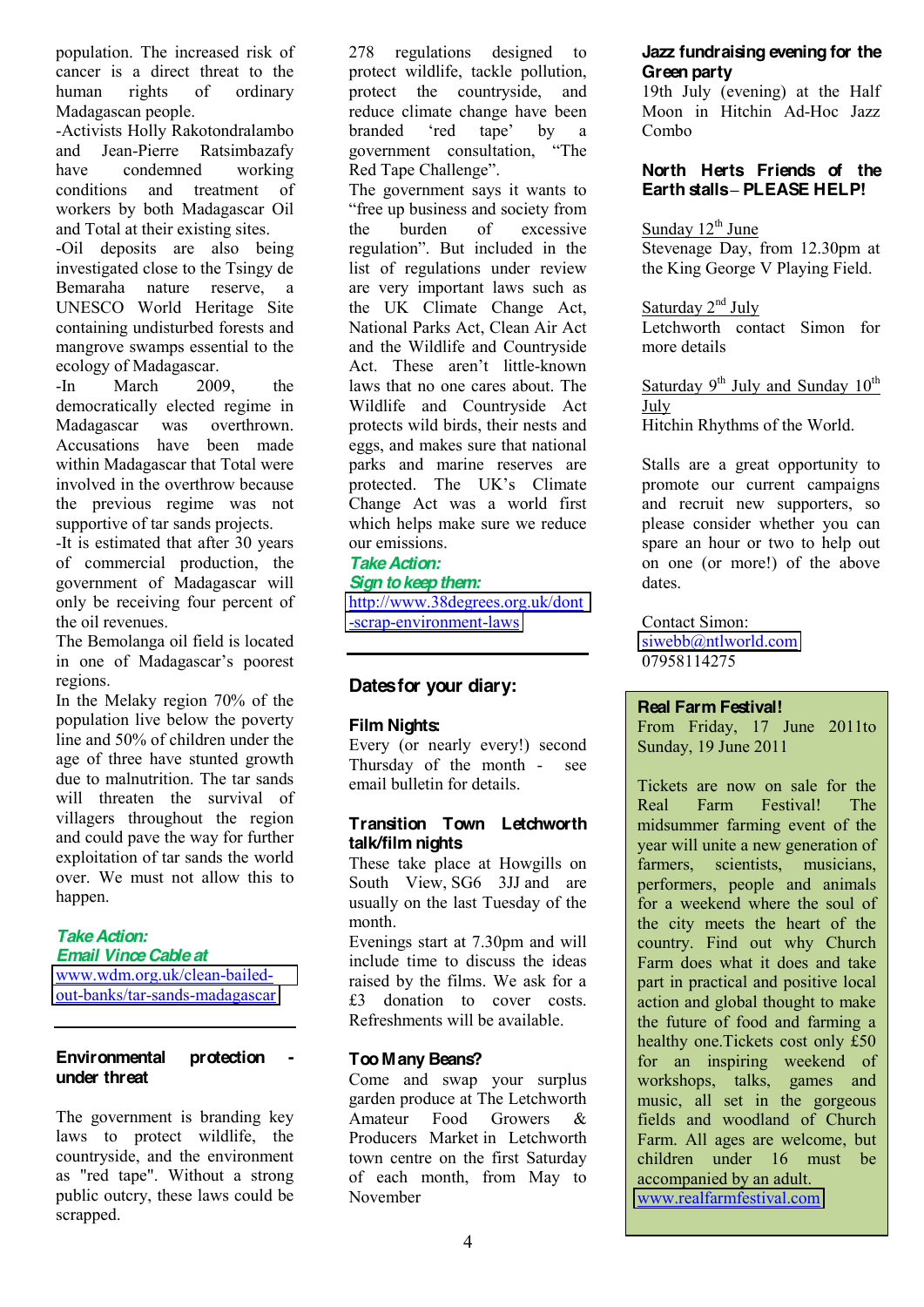population. The increased risk of cancer is a direct threat to the human rights of ordinary Madagascan people.

-Activists Holly Rakotondralambo and Jean-Pierre Ratsimbazafy have condemned working conditions and treatment of workers by both Madagascar Oil and Total at their existing sites.

-Oil deposits are also being investigated close to the Tsingy de Bemaraha nature reserve, a UNESCO World Heritage Site containing undisturbed forests and mangrove swamps essential to the ecology of Madagascar.

-In March 2009, the democratically elected regime in Madagascar was overthrown. Accusations have been made within Madagascar that Total were involved in the overthrow because the previous regime was not supportive of tar sands projects.

-It is estimated that after 30 years of commercial production, the government of Madagascar will only be receiving four percent of the oil revenues.

The Bemolanga oil field is located in one of Madagascar's poorest regions.

In the Melaky region 70% of the population live below the poverty line and 50% of children under the age of three have stunted growth due to malnutrition. The tar sands will threaten the survival of villagers throughout the region and could pave the way for further exploitation of tar sands the world over. We must not allow this to happen.

***Take Action:***
***Email Vince Cable at***
www.wdm.org.uk/clean-bailed-out-banks/tar-sands-madagascar

---

**Environmental protection - under threat**

The government is branding key laws to protect wildlife, the countryside, and the environment as "red tape". Without a strong public outcry, these laws could be scrapped.

278 regulations designed to protect wildlife, tackle pollution, protect the countryside, and reduce climate change have been branded 'red tape' by a government consultation, "The Red Tape Challenge".

The government says it wants to "free up business and society from the burden of excessive regulation". But included in the list of regulations under review are very important laws such as the UK Climate Change Act, National Parks Act, Clean Air Act and the Wildlife and Countryside Act. These aren't little-known laws that no one cares about. The Wildlife and Countryside Act protects wild birds, their nests and eggs, and makes sure that national parks and marine reserves are protected. The UK's Climate Change Act was a world first which helps make sure we reduce our emissions.

***Take Action:***
***Sign to keep them:***
http://www.38degrees.org.uk/dont-scrap-environment-laws

---

## Dates for your diary:

**Film Nights:**
Every (or nearly every!) second Thursday of the month - see email bulletin for details.

**Transition Town Letchworth talk/film nights**
These take place at Howgills on South View, SG6 3JJ and are usually on the last Tuesday of the month.
Evenings start at 7.30pm and will include time to discuss the ideas raised by the films. We ask for a £3 donation to cover costs. Refreshments will be available.

**Too Many Beans?**
Come and swap your surplus garden produce at The Letchworth Amateur Food Growers & Producers Market in Letchworth town centre on the first Saturday of each month, from May to November

**Jazz fundraising evening for the Green party**
19th July (evening) at the Half Moon in Hitchin Ad-Hoc Jazz Combo

**North Herts Friends of the Earth stalls – PLEASE HELP!**

Sunday 12th June
Stevenage Day, from 12.30pm at the King George V Playing Field.

Saturday 2nd July
Letchworth contact Simon for more details

Saturday 9th July and Sunday 10th July
Hitchin Rhythms of the World.

Stalls are a great opportunity to promote our current campaigns and recruit new supporters, so please consider whether you can spare an hour or two to help out on one (or more!) of the above dates.

Contact Simon:
siwebb@ntlworld.com
07958114275

**Real Farm Festival!**
From Friday, 17 June 2011to Sunday, 19 June 2011

Tickets are now on sale for the Real Farm Festival! The midsummer farming event of the year will unite a new generation of farmers, scientists, musicians, performers, people and animals for a weekend where the soul of the city meets the heart of the country. Find out why Church Farm does what it does and take part in practical and positive local action and global thought to make the future of food and farming a healthy one.Tickets cost only £50 for an inspiring weekend of workshops, talks, games and music, all set in the gorgeous fields and woodland of Church Farm. All ages are welcome, but children under 16 must be accompanied by an adult.
www.realfarmfestival.com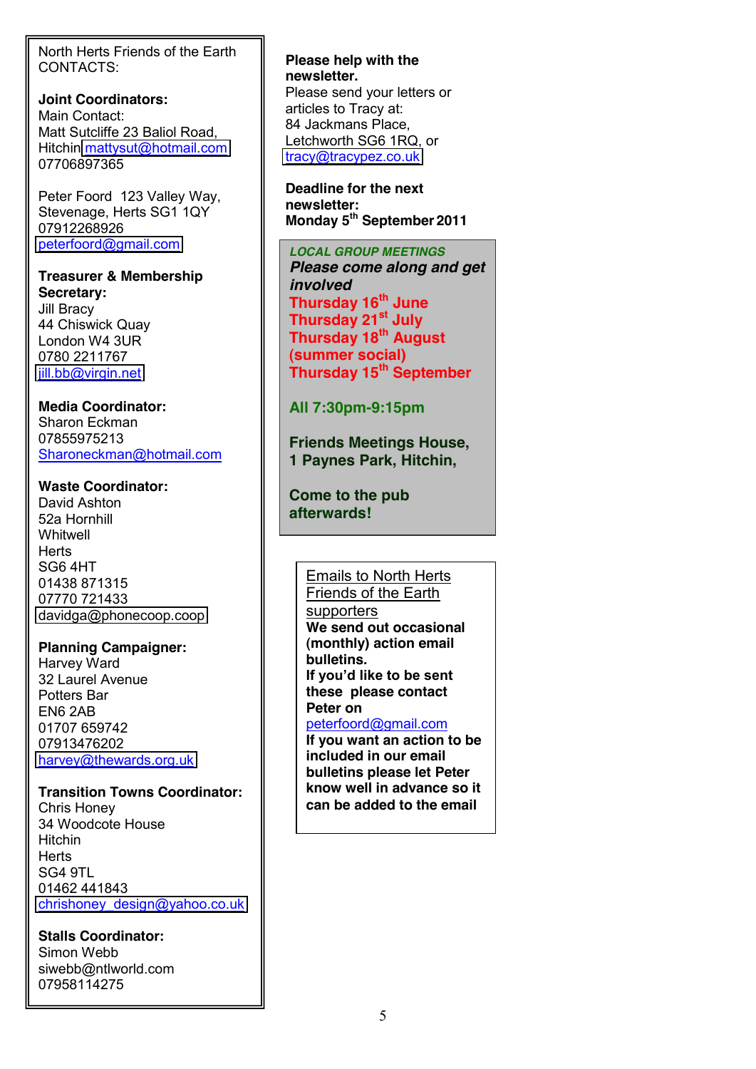North Herts Friends of the Earth CONTACTS:

**Joint Coordinators:**
Main Contact:
Matt Sutcliffe 23 Baliol Road, Hitchin mattysut@hotmail.com
07706897365

Peter Foord 123 Valley Way, Stevenage, Herts SG1 1QY
07912268926
peterfoord@gmail.com

**Treasurer & Membership Secretary:**
Jill Bracy
44 Chiswick Quay
London W4 3UR
0780 2211767
jill.bb@virgin.net

**Media Coordinator:**
Sharon Eckman
07855975213
Sharoneckman@hotmail.com

**Waste Coordinator:**
David Ashton
52a Hornhill
Whitwell
Herts
SG6 4HT
01438 871315
07770 721433
davidga@phonecoop.coop

**Planning Campaigner:**
Harvey Ward
32 Laurel Avenue
Potters Bar
EN6 2AB
01707 659742
07913476202
harvey@thewards.org.uk

**Transition Towns Coordinator:**
Chris Honey
34 Woodcote House
Hitchin
Herts
SG4 9TL
01462 441843
chrishoney_design@yahoo.co.uk

**Stalls Coordinator:**
Simon Webb
siwebb@ntlworld.com
07958114275

**Please help with the newsletter.**
Please send your letters or articles to Tracy at:
84 Jackmans Place,
Letchworth SG6 1RQ, or
tracy@tracypez.co.uk

**Deadline for the next newsletter:**
**Monday 5th September 2011**

***LOCAL GROUP MEETINGS***
***Please come along and get involved***

**Thursday 16th June**
**Thursday 21st July**
**Thursday 18th August (summer social)**
**Thursday 15th September**

**All 7:30pm-9:15pm**

**Friends Meetings House, 1 Paynes Park, Hitchin,**

**Come to the pub afterwards!**

Emails to North Herts Friends of the Earth supporters

**We send out occasional (monthly) action email bulletins.**
**If you'd like to be sent these please contact Peter on** peterfoord@gmail.com
**If you want an action to be included in our email bulletins please let Peter know well in advance so it can be added to the email**